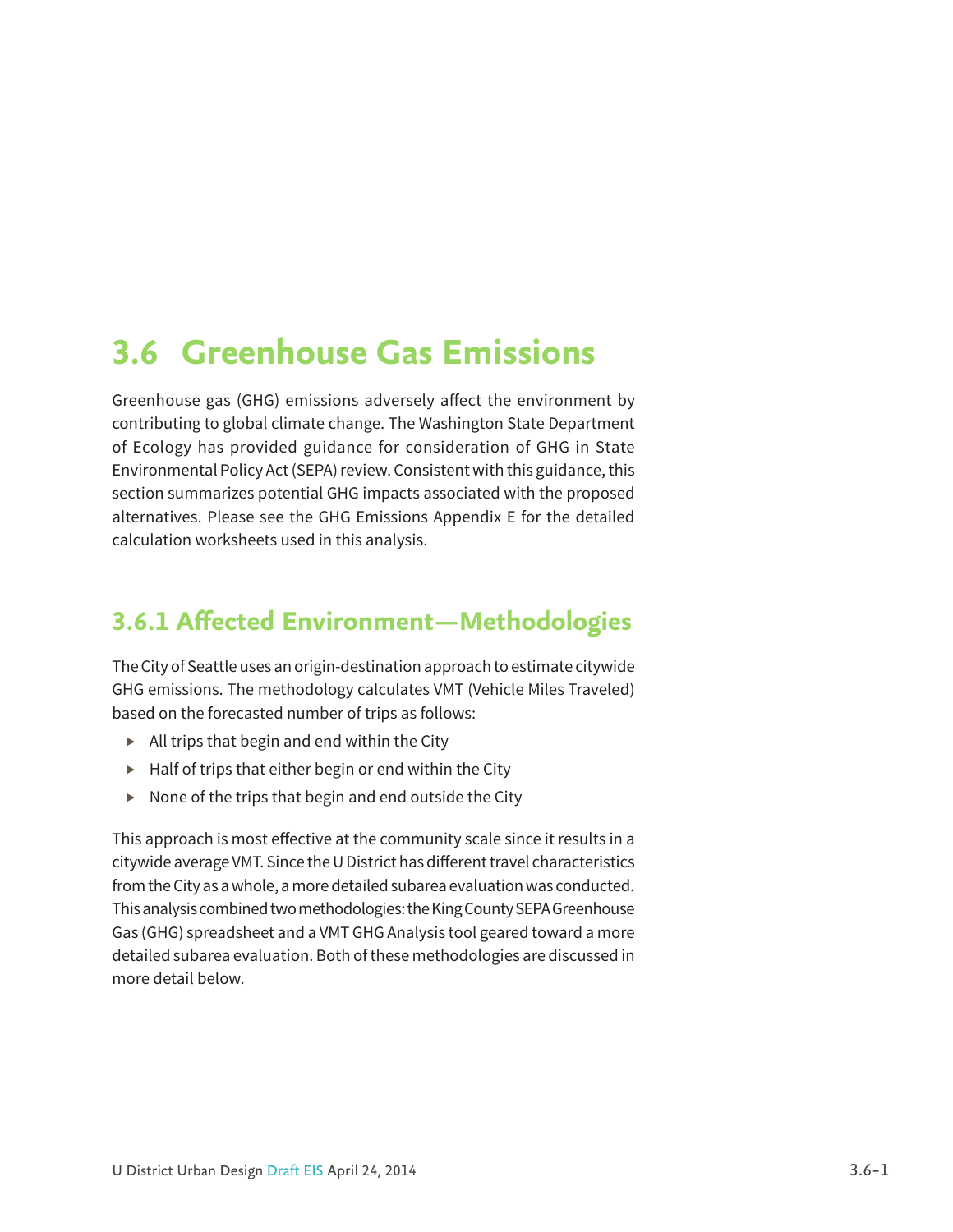# 3.6 Greenhouse Gas Emissions

Greenhouse gas (GHG) emissions adversely affect the environment by contributing to global climate change. The Washington State Department of Ecology has provided guidance for consideration of GHG in State Environmental Policy Act (SEPA) review. Consistent with this guidance, this section summarizes potential GHG impacts associated with the proposed alternatives. Please see the GHG Emissions Appendix E for the detailed calculation worksheets used in this analysis.

## 3.6.1 Affected Environment—Methodologies

The City of Seattle uses an origin-destination approach to estimate citywide GHG emissions. The methodology calculates VMT (Vehicle Miles Traveled) based on the forecasted number of trips as follows:

- All trips that begin and end within the City
- Half of trips that either begin or end within the City
- None of the trips that begin and end outside the City

This approach is most effective at the community scale since it results in a citywide average VMT. Since the U District has different travel characteristics from the City as a whole, a more detailed subarea evaluation was conducted. This analysis combined two methodologies: the King County SEPA Greenhouse Gas (GHG) spreadsheet and a VMT GHG Analysis tool geared toward a more detailed subarea evaluation. Both of these methodologies are discussed in more detail below.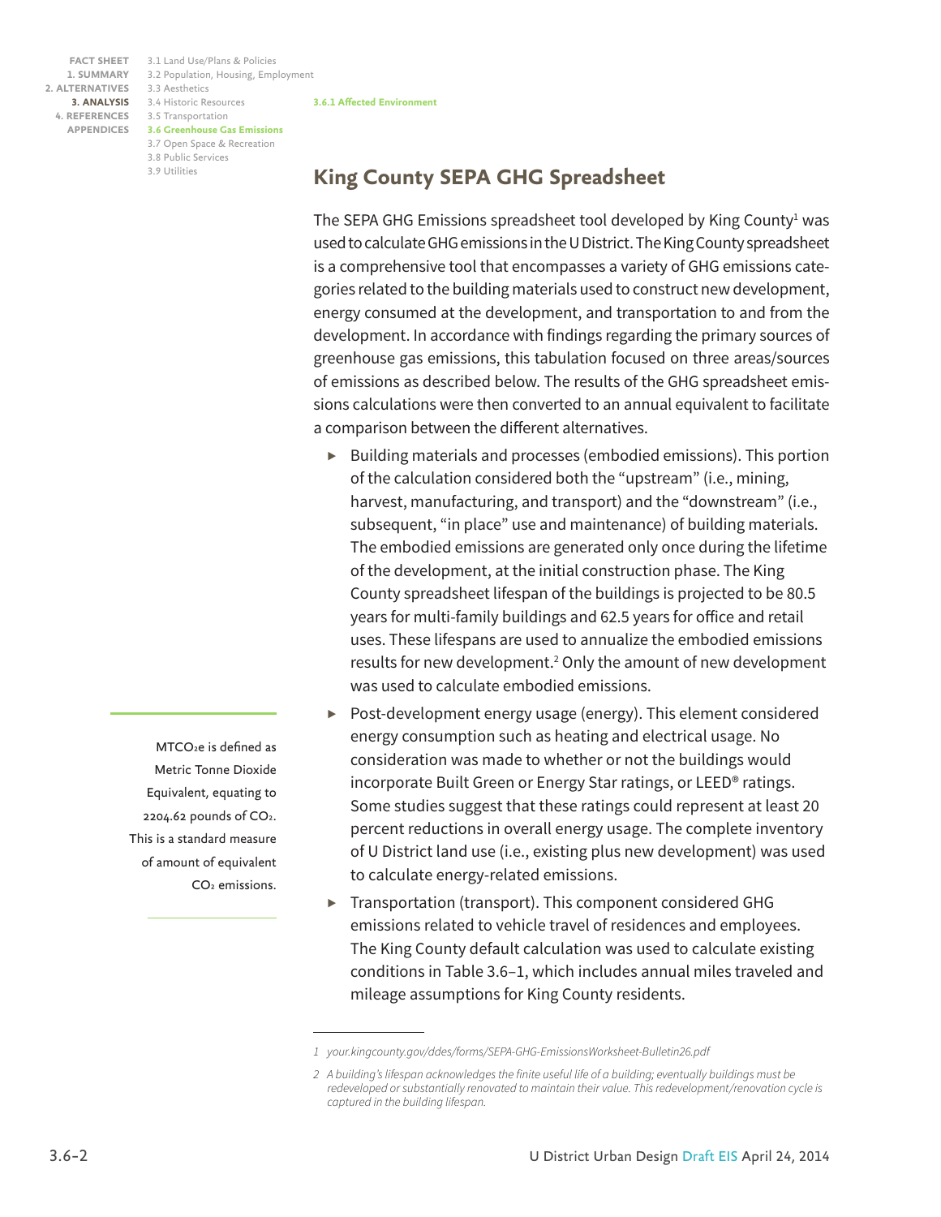## King County SEPA GHG Spreadsheet

The SEPA GHG Emissions spreadsheet tool developed by King County[1] was used to calculate GHG emissions in the U District. The King County spreadsheet is a comprehensive tool that encompasses a variety of GHG emissions categories related to the building materials used to construct new development, energy consumed at the development, and transportation to and from the development. In accordance with findings regarding the primary sources of greenhouse gas emissions, this tabulation focused on three areas/sources of emissions as described below. The results of the GHG spreadsheet emissions calculations were then converted to an annual equivalent to facilitate a comparison between the different alternatives.

- Building materials and processes (embodied emissions). This portion of the calculation considered both the "upstream" (i.e., mining, harvest, manufacturing, and transport) and the "downstream" (i.e., subsequent, "in place" use and maintenance) of building materials. The embodied emissions are generated only once during the lifetime of the development, at the initial construction phase. The King County spreadsheet lifespan of the buildings is projected to be 80.5 years for multi-family buildings and 62.5 years for office and retail uses. These lifespans are used to annualize the embodied emissions results for new development.[2] Only the amount of new development was used to calculate embodied emissions.
- Post-development energy usage (energy). This element considered energy consumption such as heating and electrical usage. No consideration was made to whether or not the buildings would incorporate Built Green or Energy Star ratings, or LEED® ratings. Some studies suggest that these ratings could represent at least 20 percent reductions in overall energy usage. The complete inventory of U District land use (i.e., existing plus new development) was used to calculate energy-related emissions.
- Transportation (transport). This component considered GHG emissions related to vehicle travel of residences and employees. The King County default calculation was used to calculate existing conditions in Table 3.6–1, which includes annual miles traveled and mileage assumptions for King County residents.

$MTCO_2e$ is defined as Metric Tonne Dioxide Equivalent, equating to 2204.62 pounds of $CO_2$. This is a standard measure of amount of equivalent $CO_2$ emissions.

1 your.kingcounty.gov/ddes/forms/SEPA-GHG-EmissionsWorksheet-Bulletin26.pdf

2 A building's lifespan acknowledges the finite useful life of a building; eventually buildings must be redeveloped or substantially renovated to maintain their value. This redevelopment/renovation cycle is captured in the building lifespan.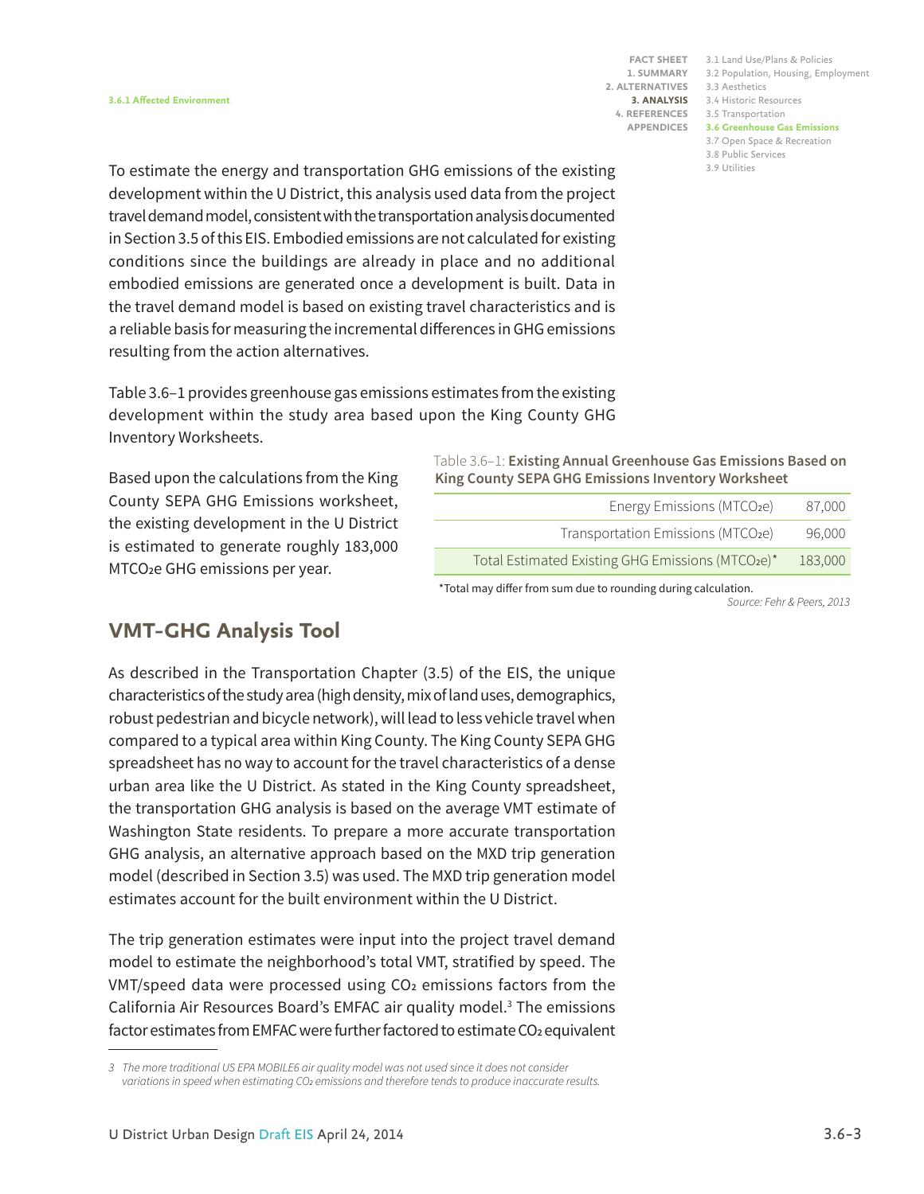To estimate the energy and transportation GHG emissions of the existing development within the U District, this analysis used data from the project travel demand model, consistent with the transportation analysis documented in Section 3.5 of this EIS. Embodied emissions are not calculated for existing conditions since the buildings are already in place and no additional embodied emissions are generated once a development is built. Data in the travel demand model is based on existing travel characteristics and is a reliable basis for measuring the incremental differences in GHG emissions resulting from the action alternatives.

Table 3.6–1 provides greenhouse gas emissions estimates from the existing development within the study area based upon the King County GHG Inventory Worksheets.

Based upon the calculations from the King County SEPA GHG Emissions worksheet, the existing development in the U District is estimated to generate roughly 183,000 $MTCO_2e$ GHG emissions per year.

Table 3.6–1: **Existing Annual Greenhouse Gas Emissions Based on King County SEPA GHG Emissions Inventory Worksheet**

| | |
|---|---|
| Energy Emissions ($MTCO_2e$) | 87,000 |
| Transportation Emissions ($MTCO_2e$) | 96,000 |
| Total Estimated Existing GHG Emissions ($MTCO_2e$)* | 183,000 |

*Total may differ from sum due to rounding during calculation.

*Source: Fehr & Peers, 2013*

## VMT-GHG Analysis Tool

As described in the Transportation Chapter (3.5) of the EIS, the unique characteristics of the study area (high density, mix of land uses, demographics, robust pedestrian and bicycle network), will lead to less vehicle travel when compared to a typical area within King County. The King County SEPA GHG spreadsheet has no way to account for the travel characteristics of a dense urban area like the U District. As stated in the King County spreadsheet, the transportation GHG analysis is based on the average VMT estimate of Washington State residents. To prepare a more accurate transportation GHG analysis, an alternative approach based on the MXD trip generation model (described in Section 3.5) was used. The MXD trip generation model estimates account for the built environment within the U District.

The trip generation estimates were input into the project travel demand model to estimate the neighborhood's total VMT, stratified by speed. The VMT/speed data were processed using $CO_2$ emissions factors from the California Air Resources Board's EMFAC air quality model.[3] The emissions factor estimates from EMFAC were further factored to estimate $CO_2$ equivalent

3 *The more traditional US EPA MOBILE6 air quality model was not used since it does not consider variations in speed when estimating $CO_2$ emissions and therefore tends to produce inaccurate results.*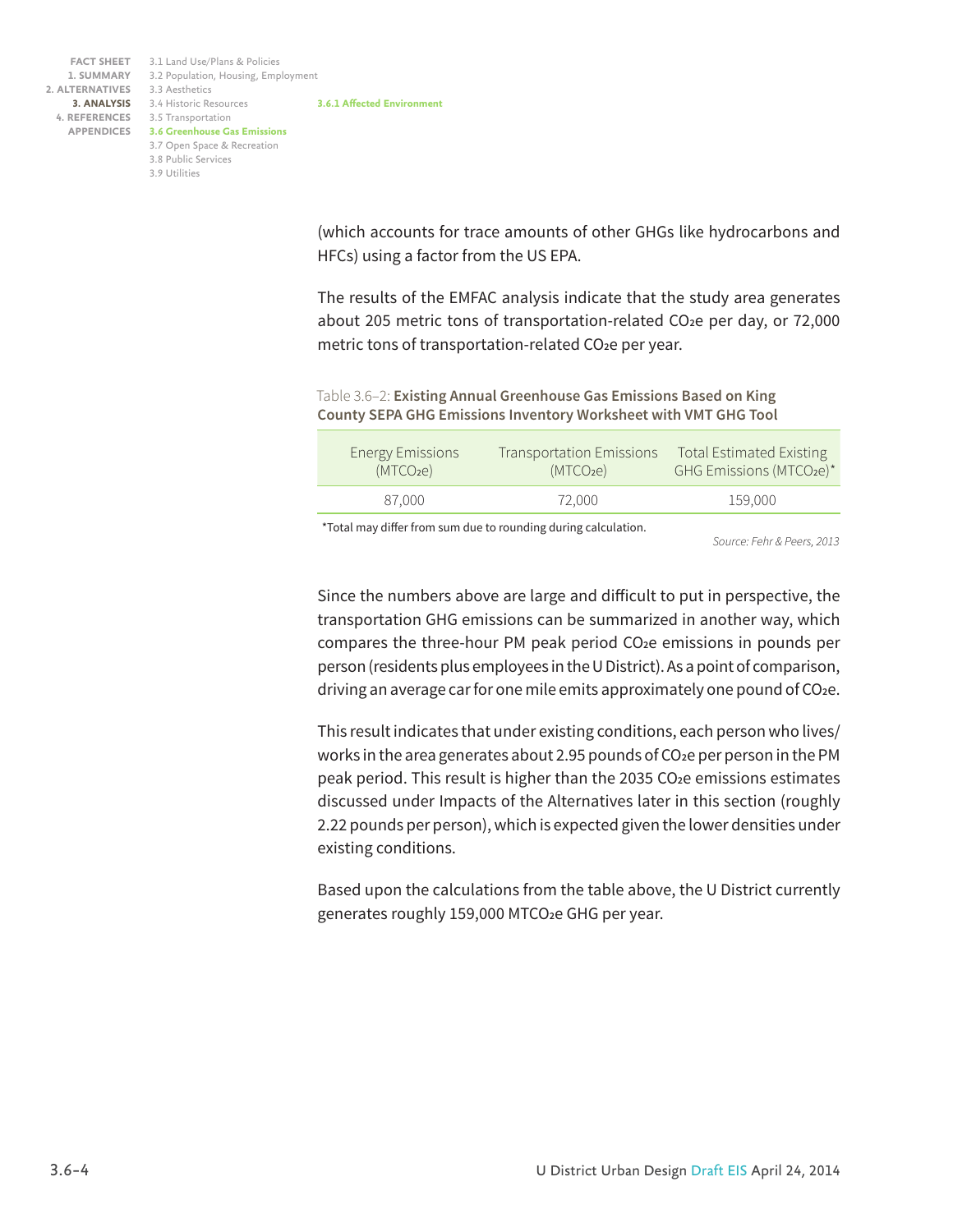(which accounts for trace amounts of other GHGs like hydrocarbons and HFCs) using a factor from the US EPA.

The results of the EMFAC analysis indicate that the study area generates about 205 metric tons of transportation-related $CO_2e$ per day, or 72,000 metric tons of transportation-related $CO_2e$ per year.

Table 3.6–2: **Existing Annual Greenhouse Gas Emissions Based on King County SEPA GHG Emissions Inventory Worksheet with VMT GHG Tool**

| Energy Emissions ($MTCO_2e$) | Transportation Emissions ($MTCO_2e$) | Total Estimated Existing GHG Emissions ($MTCO_2e$)* |
|---|---|---|
| 87,000 | 72,000 | 159,000 |

*Total may differ from sum due to rounding during calculation.

*Source: Fehr & Peers, 2013*

Since the numbers above are large and difficult to put in perspective, the transportation GHG emissions can be summarized in another way, which compares the three-hour PM peak period $CO_2e$ emissions in pounds per person (residents plus employees in the U District). As a point of comparison, driving an average car for one mile emits approximately one pound of $CO_2e$.

This result indicates that under existing conditions, each person who lives/works in the area generates about 2.95 pounds of $CO_2e$ per person in the PM peak period. This result is higher than the 2035 $CO_2e$ emissions estimates discussed under Impacts of the Alternatives later in this section (roughly 2.22 pounds per person), which is expected given the lower densities under existing conditions.

Based upon the calculations from the table above, the U District currently generates roughly 159,000 $MTCO_2e$ GHG per year.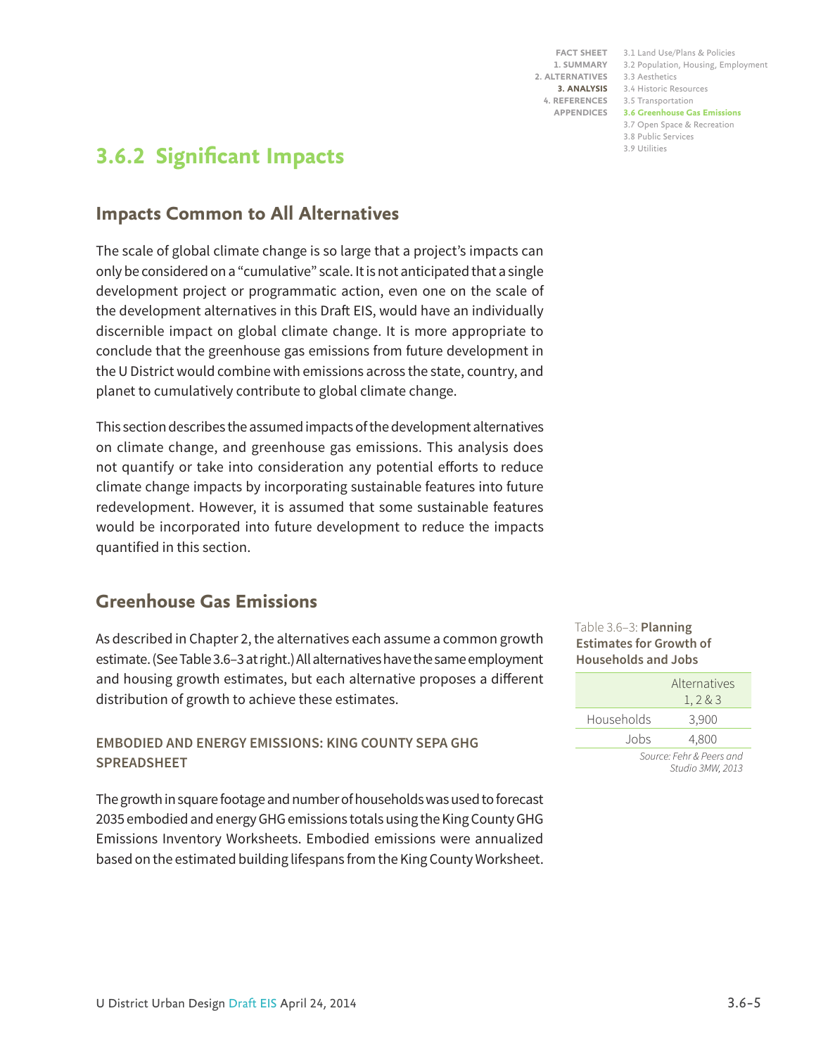## 3.6.2 Significant Impacts

### Impacts Common to All Alternatives

The scale of global climate change is so large that a project's impacts can only be considered on a "cumulative" scale. It is not anticipated that a single development project or programmatic action, even one on the scale of the development alternatives in this Draft EIS, would have an individually discernible impact on global climate change. It is more appropriate to conclude that the greenhouse gas emissions from future development in the U District would combine with emissions across the state, country, and planet to cumulatively contribute to global climate change.

This section describes the assumed impacts of the development alternatives on climate change, and greenhouse gas emissions. This analysis does not quantify or take into consideration any potential efforts to reduce climate change impacts by incorporating sustainable features into future redevelopment. However, it is assumed that some sustainable features would be incorporated into future development to reduce the impacts quantified in this section.

### Greenhouse Gas Emissions

As described in Chapter 2, the alternatives each assume a common growth estimate. (See Table 3.6–3 at right.) All alternatives have the same employment and housing growth estimates, but each alternative proposes a different distribution of growth to achieve these estimates.

Table 3.6–3: **Planning Estimates for Growth of Households and Jobs**

| | Alternatives 1, 2 & 3 |
|---|---|
| Households | 3,900 |
| Jobs | 4,800 |

*Source: Fehr & Peers and Studio 3MW, 2013*

#### EMBODIED AND ENERGY EMISSIONS: KING COUNTY SEPA GHG SPREADSHEET

The growth in square footage and number of households was used to forecast 2035 embodied and energy GHG emissions totals using the King County GHG Emissions Inventory Worksheets. Embodied emissions were annualized based on the estimated building lifespans from the King County Worksheet.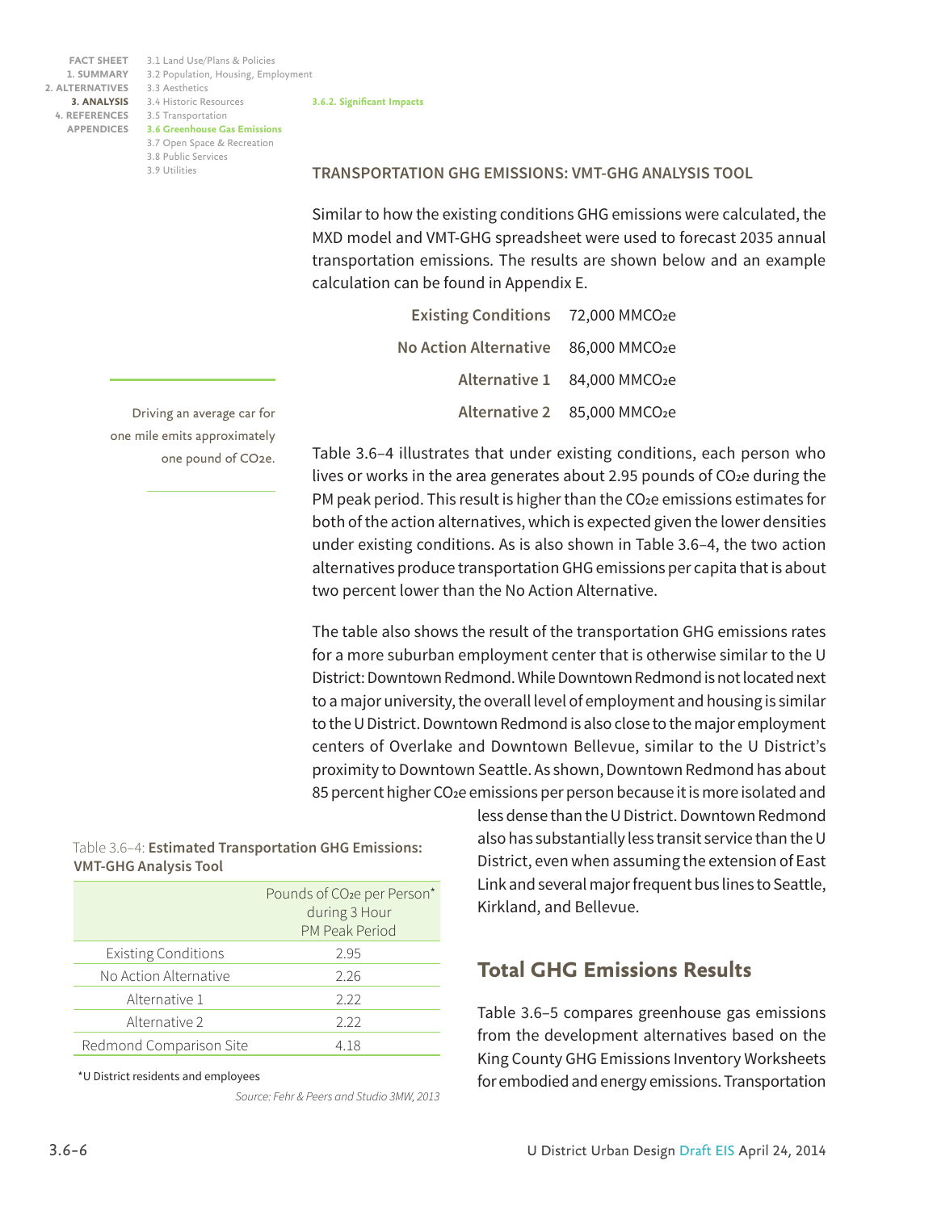### TRANSPORTATION GHG EMISSIONS: VMT-GHG ANALYSIS TOOL

Similar to how the existing conditions GHG emissions were calculated, the MXD model and VMT-GHG spreadsheet were used to forecast 2035 annual transportation emissions. The results are shown below and an example calculation can be found in Appendix E.

| | |
|---|---|
| **Existing Conditions** | 72,000 $MMCO_2e$ |
| **No Action Alternative** | 86,000 $MMCO_2e$ |
| **Alternative 1** | 84,000 $MMCO_2e$ |
| **Alternative 2** | 85,000 $MMCO_2e$ |

Driving an average car for one mile emits approximately one pound of $CO_2e$.

Table 3.6–4 illustrates that under existing conditions, each person who lives or works in the area generates about 2.95 pounds of $CO_2e$ during the PM peak period. This result is higher than the $CO_2e$ emissions estimates for both of the action alternatives, which is expected given the lower densities under existing conditions. As is also shown in Table 3.6–4, the two action alternatives produce transportation GHG emissions per capita that is about two percent lower than the No Action Alternative.

The table also shows the result of the transportation GHG emissions rates for a more suburban employment center that is otherwise similar to the U District: Downtown Redmond. While Downtown Redmond is not located next to a major university, the overall level of employment and housing is similar to the U District. Downtown Redmond is also close to the major employment centers of Overlake and Downtown Bellevue, similar to the U District's proximity to Downtown Seattle. As shown, Downtown Redmond has about 85 percent higher $CO_2e$ emissions per person because it is more isolated and less dense than the U District. Downtown Redmond also has substantially less transit service than the U District, even when assuming the extension of East Link and several major frequent bus lines to Seattle, Kirkland, and Bellevue.

Table 3.6–4: **Estimated Transportation GHG Emissions: VMT-GHG Analysis Tool**

| | Pounds of $CO_2e$ per Person* during 3 Hour PM Peak Period |
|---|---|
| Existing Conditions | 2.95 |
| No Action Alternative | 2.26 |
| Alternative 1 | 2.22 |
| Alternative 2 | 2.22 |
| Redmond Comparison Site | 4.18 |

*U District residents and employees

*Source: Fehr & Peers and Studio 3MW, 2013*

## Total GHG Emissions Results

Table 3.6–5 compares greenhouse gas emissions from the development alternatives based on the King County GHG Emissions Inventory Worksheets for embodied and energy emissions. Transportation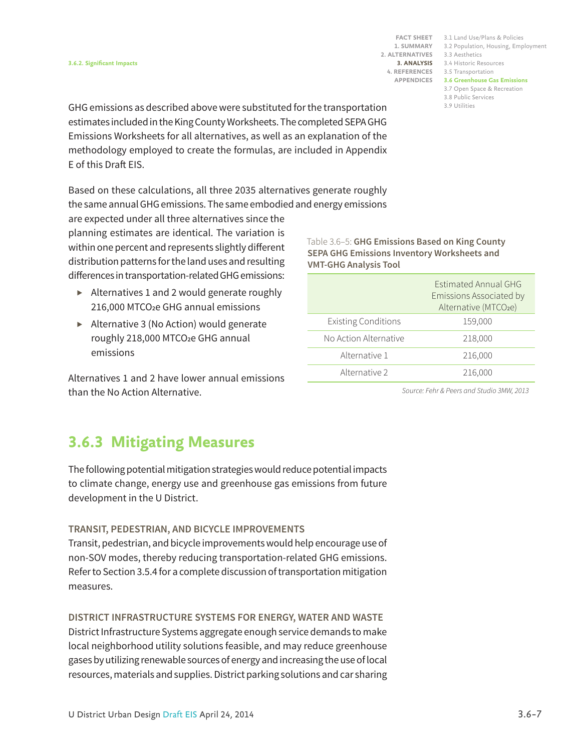GHG emissions as described above were substituted for the transportation estimates included in the King County Worksheets. The completed SEPA GHG Emissions Worksheets for all alternatives, as well as an explanation of the methodology employed to create the formulas, are included in Appendix E of this Draft EIS.

Based on these calculations, all three 2035 alternatives generate roughly the same annual GHG emissions. The same embodied and energy emissions are expected under all three alternatives since the planning estimates are identical. The variation is within one percent and represents slightly different distribution patterns for the land uses and resulting differences in transportation-related GHG emissions:

- Alternatives 1 and 2 would generate roughly 216,000 $MTCO_2e$ GHG annual emissions
- Alternative 3 (No Action) would generate roughly 218,000 $MTCO_2e$ GHG annual emissions

Alternatives 1 and 2 have lower annual emissions than the No Action Alternative.

Table 3.6–5: **GHG Emissions Based on King County SEPA GHG Emissions Inventory Worksheets and VMT-GHG Analysis Tool**

| | Estimated Annual GHG Emissions Associated by Alternative ($MTCO_2e$) |
|---|---|
| Existing Conditions | 159,000 |
| No Action Alternative | 218,000 |
| Alternative 1 | 216,000 |
| Alternative 2 | 216,000 |

*Source: Fehr & Peers and Studio 3MW, 2013*

## 3.6.3 Mitigating Measures

The following potential mitigation strategies would reduce potential impacts to climate change, energy use and greenhouse gas emissions from future development in the U District.

#### TRANSIT, PEDESTRIAN, AND BICYCLE IMPROVEMENTS

Transit, pedestrian, and bicycle improvements would help encourage use of non-SOV modes, thereby reducing transportation-related GHG emissions. Refer to Section 3.5.4 for a complete discussion of transportation mitigation measures.

#### DISTRICT INFRASTRUCTURE SYSTEMS FOR ENERGY, WATER AND WASTE

District Infrastructure Systems aggregate enough service demands to make local neighborhood utility solutions feasible, and may reduce greenhouse gases by utilizing renewable sources of energy and increasing the use of local resources, materials and supplies. District parking solutions and car sharing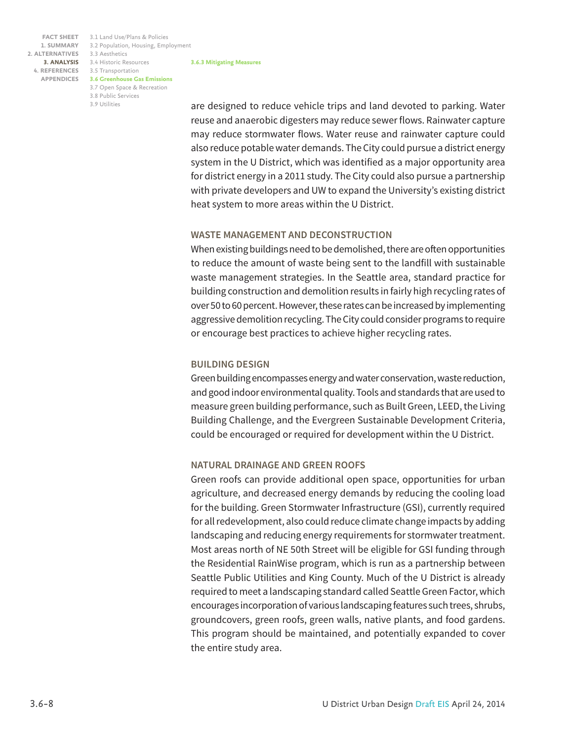are designed to reduce vehicle trips and land devoted to parking. Water reuse and anaerobic digesters may reduce sewer flows. Rainwater capture may reduce stormwater flows. Water reuse and rainwater capture could also reduce potable water demands. The City could pursue a district energy system in the U District, which was identified as a major opportunity area for district energy in a 2011 study. The City could also pursue a partnership with private developers and UW to expand the University's existing district heat system to more areas within the U District.

### WASTE MANAGEMENT AND DECONSTRUCTION

When existing buildings need to be demolished, there are often opportunities to reduce the amount of waste being sent to the landfill with sustainable waste management strategies. In the Seattle area, standard practice for building construction and demolition results in fairly high recycling rates of over 50 to 60 percent. However, these rates can be increased by implementing aggressive demolition recycling. The City could consider programs to require or encourage best practices to achieve higher recycling rates.

### BUILDING DESIGN

Green building encompasses energy and water conservation, waste reduction, and good indoor environmental quality. Tools and standards that are used to measure green building performance, such as Built Green, LEED, the Living Building Challenge, and the Evergreen Sustainable Development Criteria, could be encouraged or required for development within the U District.

### NATURAL DRAINAGE AND GREEN ROOFS

Green roofs can provide additional open space, opportunities for urban agriculture, and decreased energy demands by reducing the cooling load for the building. Green Stormwater Infrastructure (GSI), currently required for all redevelopment, also could reduce climate change impacts by adding landscaping and reducing energy requirements for stormwater treatment. Most areas north of NE 50th Street will be eligible for GSI funding through the Residential RainWise program, which is run as a partnership between Seattle Public Utilities and King County. Much of the U District is already required to meet a landscaping standard called Seattle Green Factor, which encourages incorporation of various landscaping features such trees, shrubs, groundcovers, green roofs, green walls, native plants, and food gardens. This program should be maintained, and potentially expanded to cover the entire study area.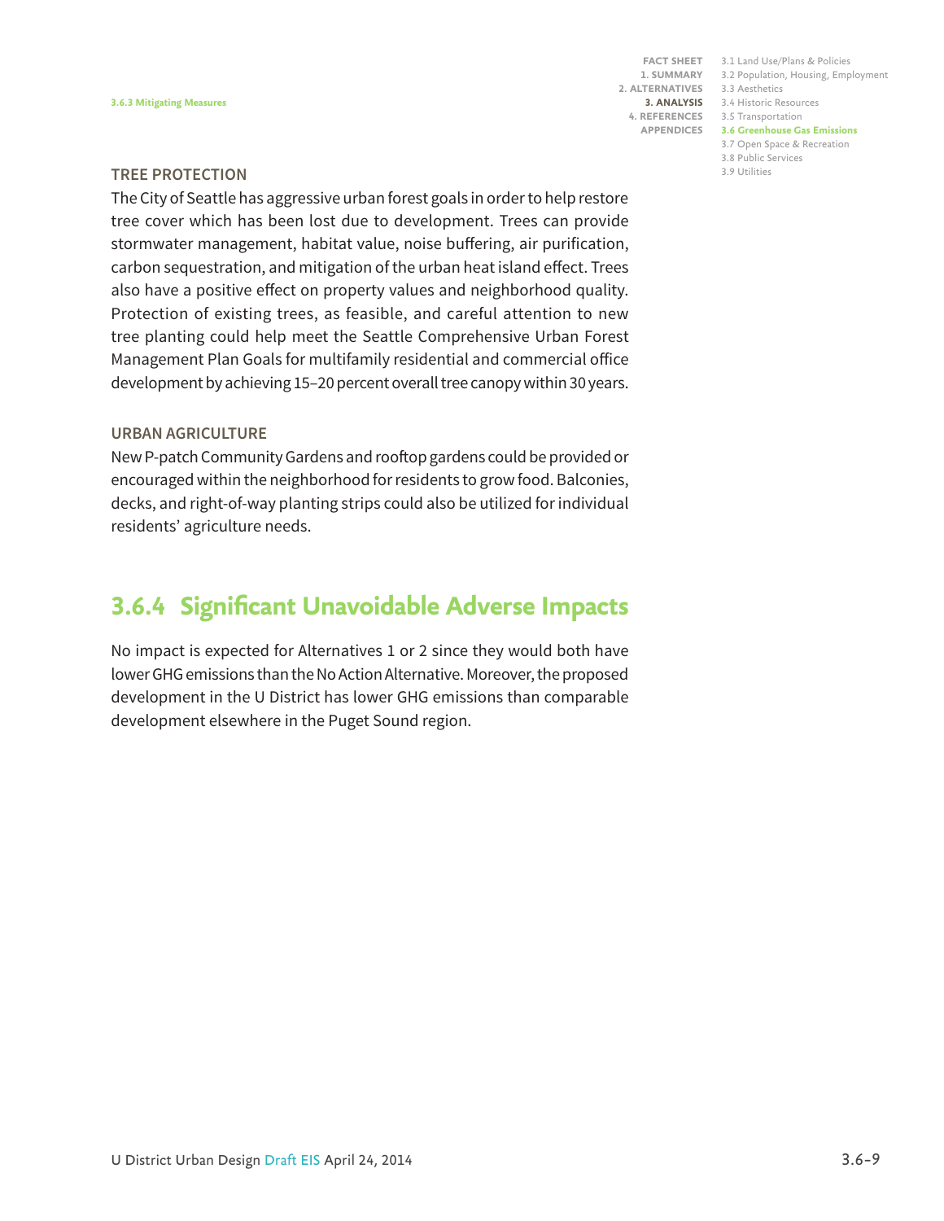### TREE PROTECTION

The City of Seattle has aggressive urban forest goals in order to help restore tree cover which has been lost due to development. Trees can provide stormwater management, habitat value, noise buffering, air purification, carbon sequestration, and mitigation of the urban heat island effect. Trees also have a positive effect on property values and neighborhood quality. Protection of existing trees, as feasible, and careful attention to new tree planting could help meet the Seattle Comprehensive Urban Forest Management Plan Goals for multifamily residential and commercial office development by achieving 15–20 percent overall tree canopy within 30 years.

### URBAN AGRICULTURE

New P-patch Community Gardens and rooftop gardens could be provided or encouraged within the neighborhood for residents to grow food. Balconies, decks, and right-of-way planting strips could also be utilized for individual residents' agriculture needs.

## 3.6.4 Significant Unavoidable Adverse Impacts

No impact is expected for Alternatives 1 or 2 since they would both have lower GHG emissions than the No Action Alternative. Moreover, the proposed development in the U District has lower GHG emissions than comparable development elsewhere in the Puget Sound region.